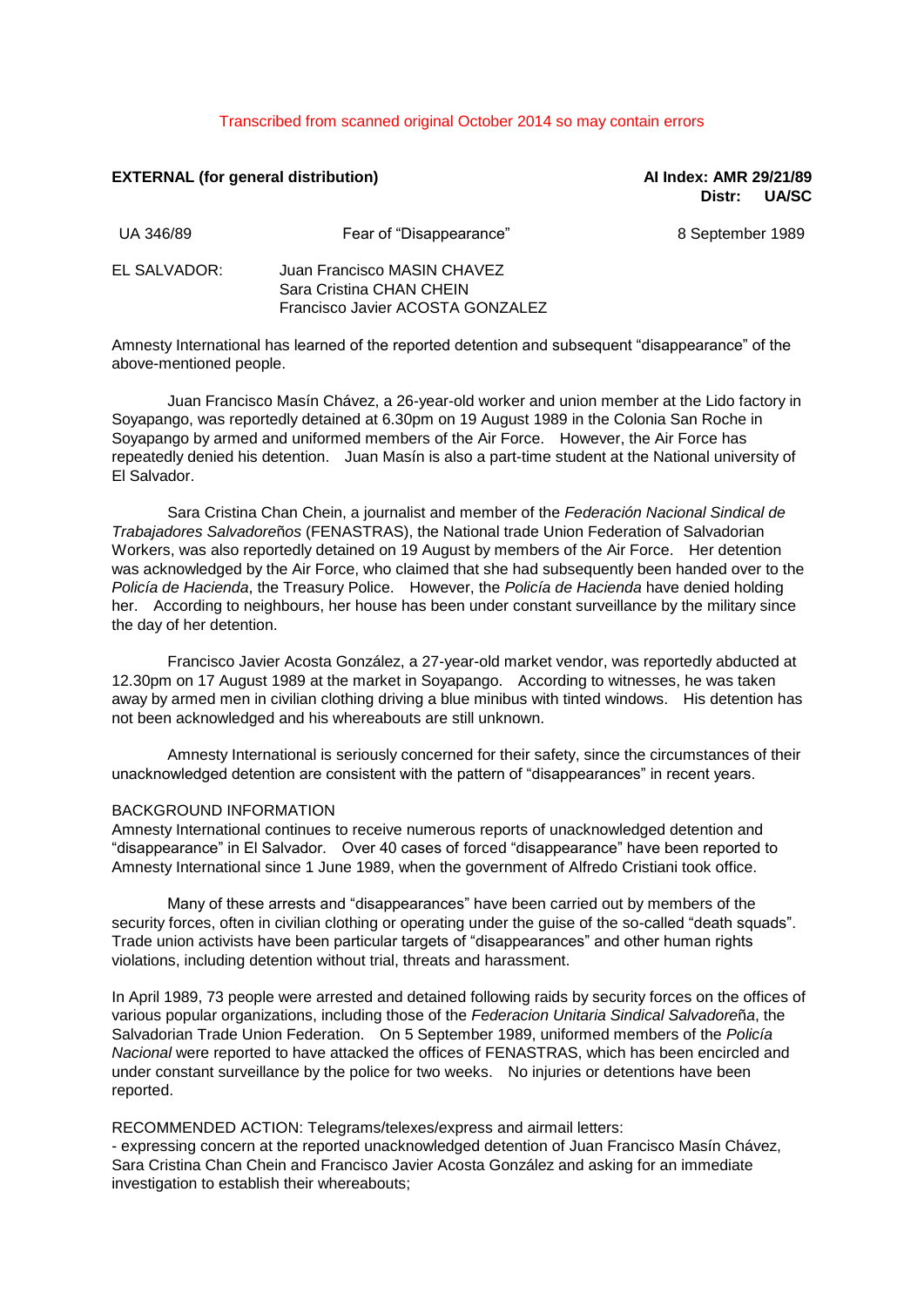Transcribed from scanned original October 2014 so may contain errors

**EXTERNAL (for general distribution)** **AI Index: AMR 29/21/89**
**Distr: UA/SC**

UA 346/89 Fear of "Disappearance" 8 September 1989

EL SALVADOR: Juan Francisco MASIN CHAVEZ
Sara Cristina CHAN CHEIN
Francisco Javier ACOSTA GONZALEZ

Amnesty International has learned of the reported detention and subsequent "disappearance" of the above-mentioned people.

Juan Francisco Masín Chávez, a 26-year-old worker and union member at the Lido factory in Soyapango, was reportedly detained at 6.30pm on 19 August 1989 in the Colonia San Roche in Soyapango by armed and uniformed members of the Air Force. However, the Air Force has repeatedly denied his detention. Juan Masín is also a part-time student at the National university of El Salvador.

Sara Cristina Chan Chein, a journalist and member of the *Federación Nacional Sindical de Trabajadores Salvadoreños* (FENASTRAS), the National trade Union Federation of Salvadorian Workers, was also reportedly detained on 19 August by members of the Air Force. Her detention was acknowledged by the Air Force, who claimed that she had subsequently been handed over to the *Policía de Hacienda*, the Treasury Police. However, the *Policía de Hacienda* have denied holding her. According to neighbours, her house has been under constant surveillance by the military since the day of her detention.

Francisco Javier Acosta González, a 27-year-old market vendor, was reportedly abducted at 12.30pm on 17 August 1989 at the market in Soyapango. According to witnesses, he was taken away by armed men in civilian clothing driving a blue minibus with tinted windows. His detention has not been acknowledged and his whereabouts are still unknown.

Amnesty International is seriously concerned for their safety, since the circumstances of their unacknowledged detention are consistent with the pattern of "disappearances" in recent years.

BACKGROUND INFORMATION

Amnesty International continues to receive numerous reports of unacknowledged detention and "disappearance" in El Salvador. Over 40 cases of forced "disappearance" have been reported to Amnesty International since 1 June 1989, when the government of Alfredo Cristiani took office.

Many of these arrests and "disappearances" have been carried out by members of the security forces, often in civilian clothing or operating under the guise of the so-called "death squads". Trade union activists have been particular targets of "disappearances" and other human rights violations, including detention without trial, threats and harassment.

In April 1989, 73 people were arrested and detained following raids by security forces on the offices of various popular organizations, including those of the *Federacion Unitaria Sindical Salvadoreña*, the Salvadorian Trade Union Federation. On 5 September 1989, uniformed members of the *Policía Nacional* were reported to have attacked the offices of FENASTRAS, which has been encircled and under constant surveillance by the police for two weeks. No injuries or detentions have been reported.

RECOMMENDED ACTION: Telegrams/telexes/express and airmail letters:

- expressing concern at the reported unacknowledged detention of Juan Francisco Masín Chávez, Sara Cristina Chan Chein and Francisco Javier Acosta González and asking for an immediate investigation to establish their whereabouts;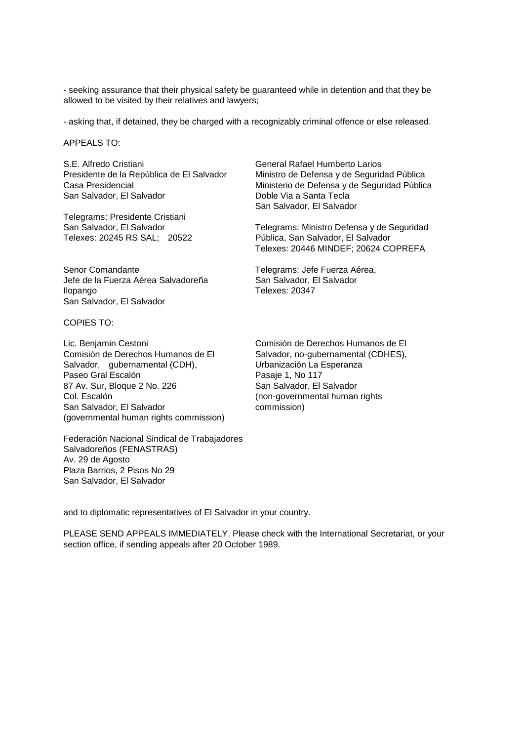- seeking assurance that their physical safety be guaranteed while in detention and that they be allowed to be visited by their relatives and lawyers;

- asking that, if detained, they be charged with a recognizably criminal offence or else released.

APPEALS TO:

S.E. Alfredo Cristiani
Presidente de la República de El Salvador
Casa Presidencial
San Salvador, El Salvador

Telegrams: Presidente Cristiani
San Salvador, El Salvador
Telexes: 20245 RS SAL; 20522

General Rafael Humberto Larios
Ministro de Defensa y de Seguridad Pública
Ministerio de Defensa y de Seguridad Pública
Doble Via a Santa Tecla
San Salvador, El Salvador

Telegrams: Ministro Defensa y de Seguridad Pública, San Salvador, El Salvador
Telexes: 20446 MINDEF; 20624 COPREFA

Senor Comandante
Jefe de la Fuerza Aérea Salvadoreña
Ilopango
San Salvador, El Salvador

Telegrams: Jefe Fuerza Aérea,
San Salvador, El Salvador
Telexes: 20347

COPIES TO:

Lic. Benjamin Cestoni
Comisión de Derechos Humanos de El Salvador, gubernamental (CDH),
Paseo Gral Escalón
87 Av. Sur, Bloque 2 No. 226
Col. Escalón
San Salvador, El Salvador
(governmental human rights commission)

Comisión de Derechos Humanos de El Salvador, no-gubernamental (CDHES),
Urbanización La Esperanza
Pasaje 1, No 117
San Salvador, El Salvador
(non-governmental human rights commission)

Federación Nacional Sindical de Trabajadores Salvadoreños (FENASTRAS)
Av. 29 de Agosto
Plaza Barrios, 2 Pisos No 29
San Salvador, El Salvador

and to diplomatic representatives of El Salvador in your country.

PLEASE SEND APPEALS IMMEDIATELY. Please check with the International Secretariat, or your section office, if sending appeals after 20 October 1989.